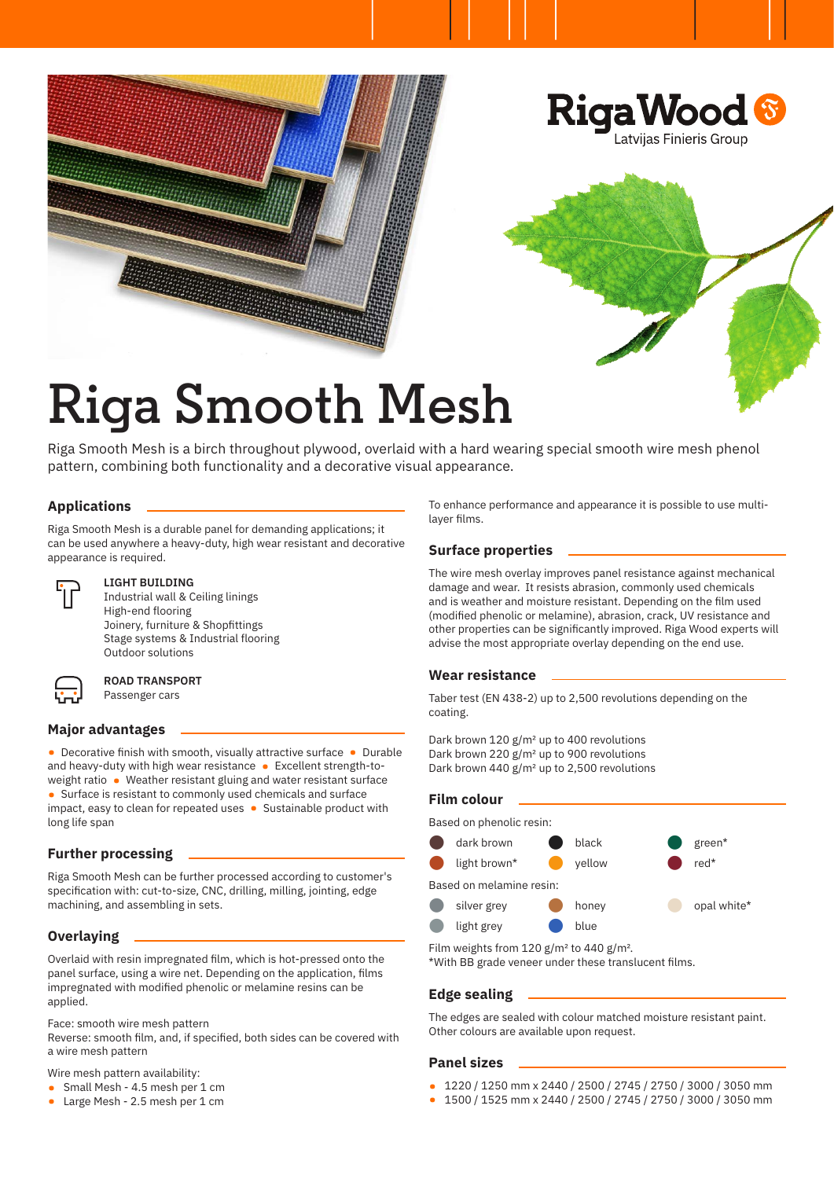RigaWood
Latvijas Finieris Group

# Riga Smooth Mesh

Riga Smooth Mesh is a birch throughout plywood, overlaid with a hard wearing special smooth wire mesh phenol pattern, combining both functionality and a decorative visual appearance.

## Applications

Riga Smooth Mesh is a durable panel for demanding applications; it can be used anywhere a heavy-duty, high wear resistant and decorative appearance is required.

**LIGHT BUILDING**
Industrial wall & Ceiling linings
High-end flooring
Joinery, furniture & Shopfittings
Stage systems & Industrial flooring
Outdoor solutions

**ROAD TRANSPORT**
Passenger cars

## Major advantages

- Decorative finish with smooth, visually attractive surface
- Durable and heavy-duty with high wear resistance
- Excellent strength-to-weight ratio
- Weather resistant gluing and water resistant surface
- Surface is resistant to commonly used chemicals and surface impact, easy to clean for repeated uses
- Sustainable product with long life span

## Further processing

Riga Smooth Mesh can be further processed according to customer's specification with: cut-to-size, CNC, drilling, milling, jointing, edge machining, and assembling in sets.

## Overlaying

Overlaid with resin impregnated film, which is hot-pressed onto the panel surface, using a wire net. Depending on the application, films impregnated with modified phenolic or melamine resins can be applied.

Face: smooth wire mesh pattern
Reverse: smooth film, and, if specified, both sides can be covered with a wire mesh pattern

Wire mesh pattern availability:

- Small Mesh - 4.5 mesh per 1 cm
- Large Mesh - 2.5 mesh per 1 cm

To enhance performance and appearance it is possible to use multi-layer films.

## Surface properties

The wire mesh overlay improves panel resistance against mechanical damage and wear. It resists abrasion, commonly used chemicals and is weather and moisture resistant. Depending on the film used (modified phenolic or melamine), abrasion, crack, UV resistance and other properties can be significantly improved. Riga Wood experts will advise the most appropriate overlay depending on the end use.

## Wear resistance

Taber test (EN 438-2) up to 2,500 revolutions depending on the coating.

Dark brown 120 g/m² up to 400 revolutions
Dark brown 220 g/m² up to 900 revolutions
Dark brown 440 g/m² up to 2,500 revolutions

## Film colour

Based on phenolic resin:

- dark brown
- light brown*
- black
- yellow
- green*
- red*

Based on melamine resin:

- silver grey
- light grey
- honey
- blue
- opal white*

Film weights from 120 g/m² to 440 g/m².
*With BB grade veneer under these translucent films.

## Edge sealing

The edges are sealed with colour matched moisture resistant paint. Other colours are available upon request.

## Panel sizes

- 1220 / 1250 mm x 2440 / 2500 / 2745 / 2750 / 3000 / 3050 mm
- 1500 / 1525 mm x 2440 / 2500 / 2745 / 2750 / 3000 / 3050 mm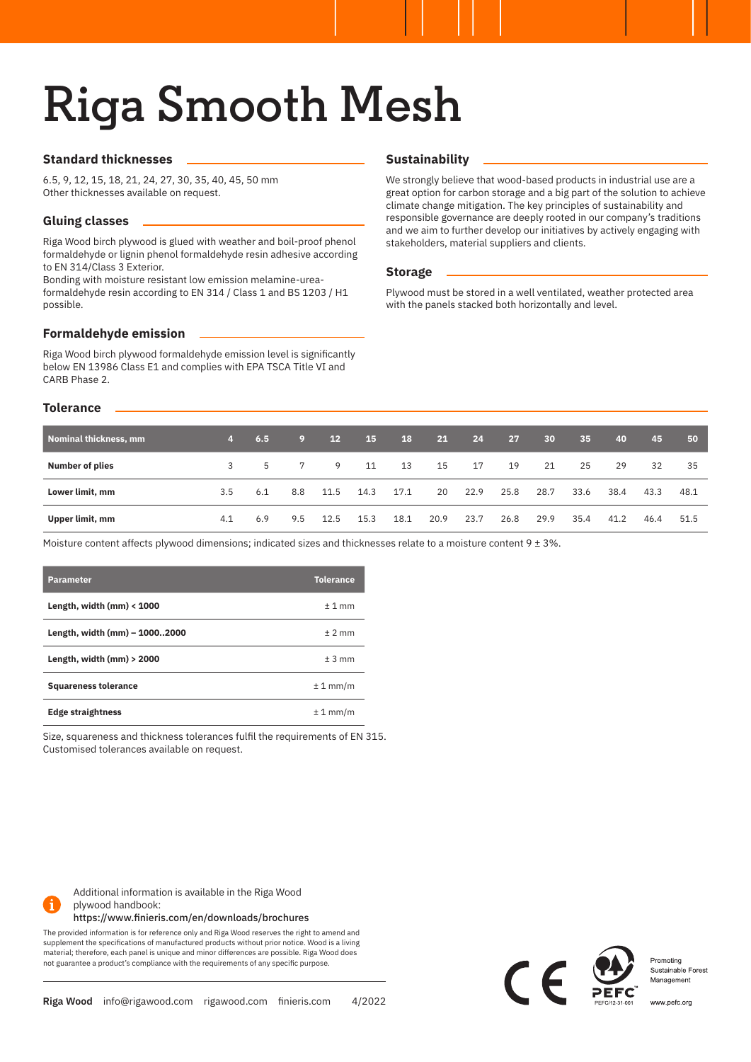# Riga Smooth Mesh

## Standard thicknesses

6.5, 9, 12, 15, 18, 21, 24, 27, 30, 35, 40, 45, 50 mm
Other thicknesses available on request.

## Gluing classes

Riga Wood birch plywood is glued with weather and boil-proof phenol formaldehyde or lignin phenol formaldehyde resin adhesive according to EN 314/Class 3 Exterior.
Bonding with moisture resistant low emission melamine-urea-formaldehyde resin according to EN 314 / Class 1 and BS 1203 / H1 possible.

## Formaldehyde emission

Riga Wood birch plywood formaldehyde emission level is significantly below EN 13986 Class E1 and complies with EPA TSCA Title VI and CARB Phase 2.

## Sustainability

We strongly believe that wood-based products in industrial use are a great option for carbon storage and a big part of the solution to achieve climate change mitigation. The key principles of sustainability and responsible governance are deeply rooted in our company's traditions and we aim to further develop our initiatives by actively engaging with stakeholders, material suppliers and clients.

## Storage

Plywood must be stored in a well ventilated, weather protected area with the panels stacked both horizontally and level.

## Tolerance

| Nominal thickness, mm | 4 | 6.5 | 9 | 12 | 15 | 18 | 21 | 24 | 27 | 30 | 35 | 40 | 45 | 50 |
|---|---|---|---|---|---|---|---|---|---|---|---|---|---|---|
| **Number of plies** | 3 | 5 | 7 | 9 | 11 | 13 | 15 | 17 | 19 | 21 | 25 | 29 | 32 | 35 |
| **Lower limit, mm** | 3.5 | 6.1 | 8.8 | 11.5 | 14.3 | 17.1 | 20 | 22.9 | 25.8 | 28.7 | 33.6 | 38.4 | 43.3 | 48.1 |
| **Upper limit, mm** | 4.1 | 6.9 | 9.5 | 12.5 | 15.3 | 18.1 | 20.9 | 23.7 | 26.8 | 29.9 | 35.4 | 41.2 | 46.4 | 51.5 |

Moisture content affects plywood dimensions; indicated sizes and thicknesses relate to a moisture content 9 ± 3%.

| Parameter | Tolerance |
|---|---|
| **Length, width (mm) < 1000** | ± 1 mm |
| **Length, width (mm) – 1000..2000** | ± 2 mm |
| **Length, width (mm) > 2000** | ± 3 mm |
| **Squareness tolerance** | ± 1 mm/m |
| **Edge straightness** | ± 1 mm/m |

Size, squareness and thickness tolerances fulfil the requirements of EN 315.
Customised tolerances available on request.

Additional information is available in the Riga Wood plywood handbook:
https://www.finieris.com/en/downloads/brochures

The provided information is for reference only and Riga Wood reserves the right to amend and supplement the specifications of manufactured products without prior notice. Wood is a living material; therefore, each panel is unique and minor differences are possible. Riga Wood does not guarantee a product's compliance with the requirements of any specific purpose.

**Riga Wood** info@rigawood.com rigawood.com finieris.com 4/2022

PEFC/12-31-001 Promoting Sustainable Forest Management www.pefc.org